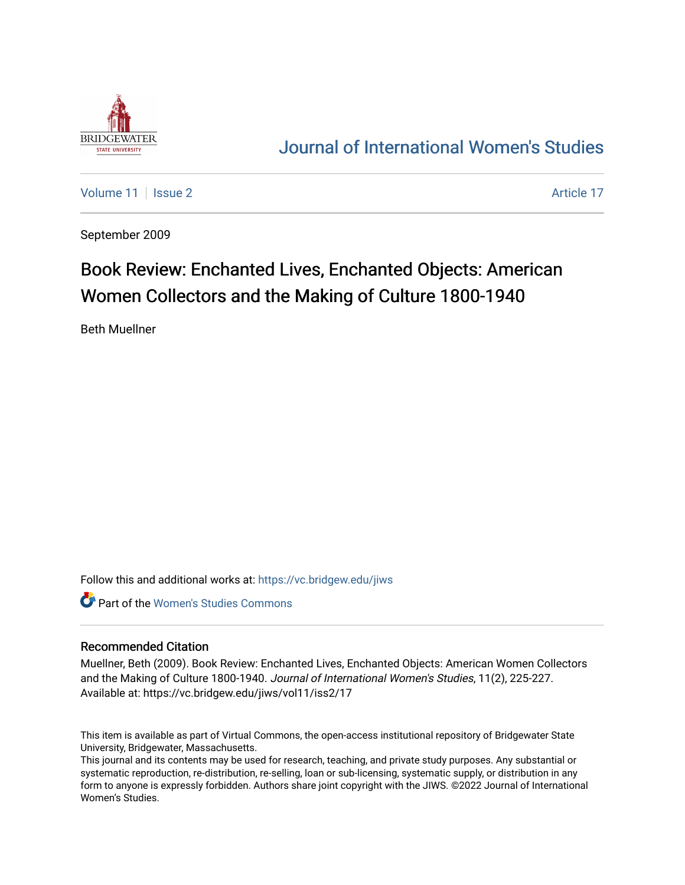Journal of International Women's Studies

Volume 11 | Issue 2 | Article 17

September 2009

# Book Review: Enchanted Lives, Enchanted Objects: American Women Collectors and the Making of Culture 1800-1940

Beth Muellner

Follow this and additional works at: https://vc.bridgew.edu/jiws

Part of the Women's Studies Commons

## Recommended Citation

Muellner, Beth (2009). Book Review: Enchanted Lives, Enchanted Objects: American Women Collectors and the Making of Culture 1800-1940. *Journal of International Women's Studies*, 11(2), 225-227.
Available at: https://vc.bridgew.edu/jiws/vol11/iss2/17

This item is available as part of Virtual Commons, the open-access institutional repository of Bridgewater State University, Bridgewater, Massachusetts.
This journal and its contents may be used for research, teaching, and private study purposes. Any substantial or systematic reproduction, re-distribution, re-selling, loan or sub-licensing, systematic supply, or distribution in any form to anyone is expressly forbidden. Authors share joint copyright with the JIWS. ©2022 Journal of International Women's Studies.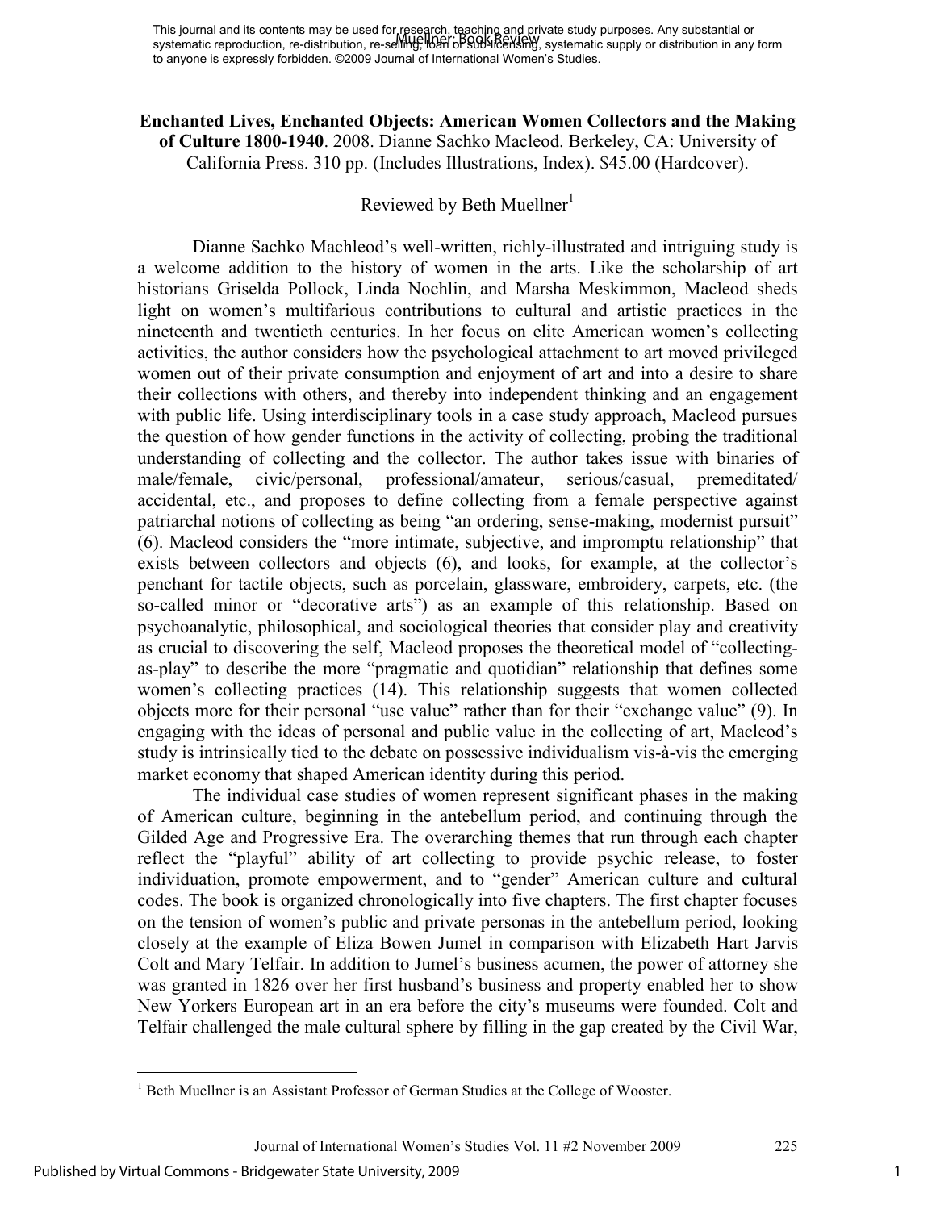**Enchanted Lives, Enchanted Objects: American Women Collectors and the Making of Culture 1800-1940**. 2008. Dianne Sachko Macleod. Berkeley, CA: University of California Press. 310 pp. (Includes Illustrations, Index). $45.00 (Hardcover).

Reviewed by Beth Muellner[1]

Dianne Sachko Machleod's well-written, richly-illustrated and intriguing study is a welcome addition to the history of women in the arts. Like the scholarship of art historians Griselda Pollock, Linda Nochlin, and Marsha Meskimmon, Macleod sheds light on women's multifarious contributions to cultural and artistic practices in the nineteenth and twentieth centuries. In her focus on elite American women's collecting activities, the author considers how the psychological attachment to art moved privileged women out of their private consumption and enjoyment of art and into a desire to share their collections with others, and thereby into independent thinking and an engagement with public life. Using interdisciplinary tools in a case study approach, Macleod pursues the question of how gender functions in the activity of collecting, probing the traditional understanding of collecting and the collector. The author takes issue with binaries of male/female, civic/personal, professional/amateur, serious/casual, premeditated/ accidental, etc., and proposes to define collecting from a female perspective against patriarchal notions of collecting as being "an ordering, sense-making, modernist pursuit" (6). Macleod considers the "more intimate, subjective, and impromptu relationship" that exists between collectors and objects (6), and looks, for example, at the collector's penchant for tactile objects, such as porcelain, glassware, embroidery, carpets, etc. (the so-called minor or "decorative arts") as an example of this relationship. Based on psychoanalytic, philosophical, and sociological theories that consider play and creativity as crucial to discovering the self, Macleod proposes the theoretical model of "collecting-as-play" to describe the more "pragmatic and quotidian" relationship that defines some women's collecting practices (14). This relationship suggests that women collected objects more for their personal "use value" rather than for their "exchange value" (9). In engaging with the ideas of personal and public value in the collecting of art, Macleod's study is intrinsically tied to the debate on possessive individualism vis-à-vis the emerging market economy that shaped American identity during this period.

The individual case studies of women represent significant phases in the making of American culture, beginning in the antebellum period, and continuing through the Gilded Age and Progressive Era. The overarching themes that run through each chapter reflect the "playful" ability of art collecting to provide psychic release, to foster individuation, promote empowerment, and to "gender" American culture and cultural codes. The book is organized chronologically into five chapters. The first chapter focuses on the tension of women's public and private personas in the antebellum period, looking closely at the example of Eliza Bowen Jumel in comparison with Elizabeth Hart Jarvis Colt and Mary Telfair. In addition to Jumel's business acumen, the power of attorney she was granted in 1826 over her first husband's business and property enabled her to show New Yorkers European art in an era before the city's museums were founded. Colt and Telfair challenged the male cultural sphere by filling in the gap created by the Civil War,

[1] Beth Muellner is an Assistant Professor of German Studies at the College of Wooster.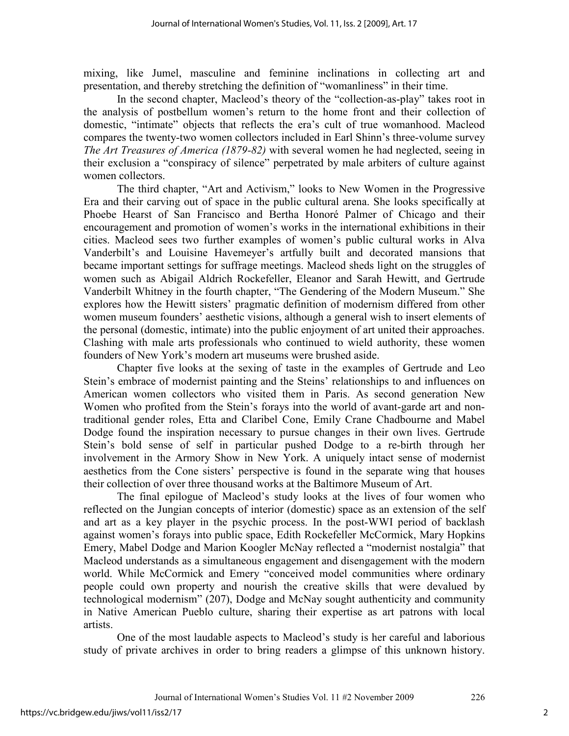mixing, like Jumel, masculine and feminine inclinations in collecting art and presentation, and thereby stretching the definition of "womanliness" in their time.

In the second chapter, Macleod's theory of the "collection-as-play" takes root in the analysis of postbellum women's return to the home front and their collection of domestic, "intimate" objects that reflects the era's cult of true womanhood. Macleod compares the twenty-two women collectors included in Earl Shinn's three-volume survey *The Art Treasures of America (1879-82)* with several women he had neglected, seeing in their exclusion a "conspiracy of silence" perpetrated by male arbiters of culture against women collectors.

The third chapter, "Art and Activism," looks to New Women in the Progressive Era and their carving out of space in the public cultural arena. She looks specifically at Phoebe Hearst of San Francisco and Bertha Honoré Palmer of Chicago and their encouragement and promotion of women's works in the international exhibitions in their cities. Macleod sees two further examples of women's public cultural works in Alva Vanderbilt's and Louisine Havemeyer's artfully built and decorated mansions that became important settings for suffrage meetings. Macleod sheds light on the struggles of women such as Abigail Aldrich Rockefeller, Eleanor and Sarah Hewitt, and Gertrude Vanderbilt Whitney in the fourth chapter, "The Gendering of the Modern Museum." She explores how the Hewitt sisters' pragmatic definition of modernism differed from other women museum founders' aesthetic visions, although a general wish to insert elements of the personal (domestic, intimate) into the public enjoyment of art united their approaches. Clashing with male arts professionals who continued to wield authority, these women founders of New York's modern art museums were brushed aside.

Chapter five looks at the sexing of taste in the examples of Gertrude and Leo Stein's embrace of modernist painting and the Steins' relationships to and influences on American women collectors who visited them in Paris. As second generation New Women who profited from the Stein's forays into the world of avant-garde art and non-traditional gender roles, Etta and Claribel Cone, Emily Crane Chadbourne and Mabel Dodge found the inspiration necessary to pursue changes in their own lives. Gertrude Stein's bold sense of self in particular pushed Dodge to a re-birth through her involvement in the Armory Show in New York. A uniquely intact sense of modernist aesthetics from the Cone sisters' perspective is found in the separate wing that houses their collection of over three thousand works at the Baltimore Museum of Art.

The final epilogue of Macleod's study looks at the lives of four women who reflected on the Jungian concepts of interior (domestic) space as an extension of the self and art as a key player in the psychic process. In the post-WWI period of backlash against women's forays into public space, Edith Rockefeller McCormick, Mary Hopkins Emery, Mabel Dodge and Marion Koogler McNay reflected a "modernist nostalgia" that Macleod understands as a simultaneous engagement and disengagement with the modern world. While McCormick and Emery "conceived model communities where ordinary people could own property and nourish the creative skills that were devalued by technological modernism" (207), Dodge and McNay sought authenticity and community in Native American Pueblo culture, sharing their expertise as art patrons with local artists.

One of the most laudable aspects to Macleod's study is her careful and laborious study of private archives in order to bring readers a glimpse of this unknown history.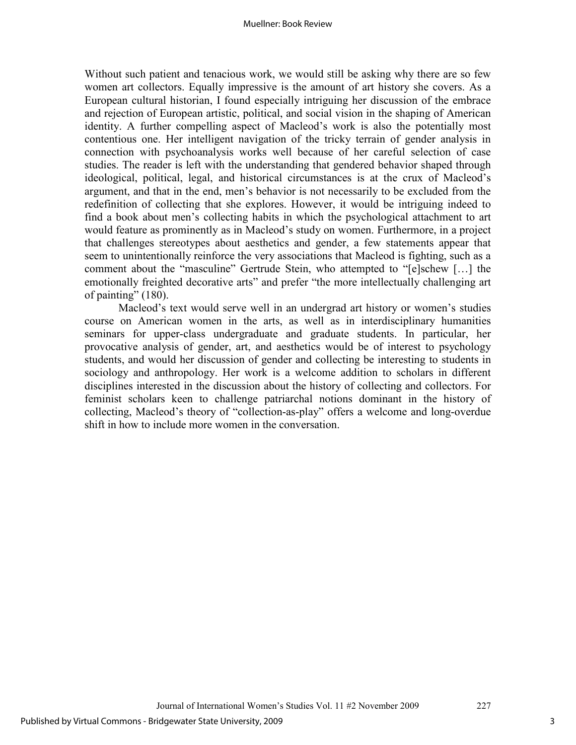Without such patient and tenacious work, we would still be asking why there are so few women art collectors. Equally impressive is the amount of art history she covers. As a European cultural historian, I found especially intriguing her discussion of the embrace and rejection of European artistic, political, and social vision in the shaping of American identity. A further compelling aspect of Macleod's work is also the potentially most contentious one. Her intelligent navigation of the tricky terrain of gender analysis in connection with psychoanalysis works well because of her careful selection of case studies. The reader is left with the understanding that gendered behavior shaped through ideological, political, legal, and historical circumstances is at the crux of Macleod's argument, and that in the end, men's behavior is not necessarily to be excluded from the redefinition of collecting that she explores. However, it would be intriguing indeed to find a book about men's collecting habits in which the psychological attachment to art would feature as prominently as in Macleod's study on women. Furthermore, in a project that challenges stereotypes about aesthetics and gender, a few statements appear that seem to unintentionally reinforce the very associations that Macleod is fighting, such as a comment about the "masculine" Gertrude Stein, who attempted to "[e]schew […] the emotionally freighted decorative arts" and prefer "the more intellectually challenging art of painting" (180).

Macleod's text would serve well in an undergrad art history or women's studies course on American women in the arts, as well as in interdisciplinary humanities seminars for upper-class undergraduate and graduate students. In particular, her provocative analysis of gender, art, and aesthetics would be of interest to psychology students, and would her discussion of gender and collecting be interesting to students in sociology and anthropology. Her work is a welcome addition to scholars in different disciplines interested in the discussion about the history of collecting and collectors. For feminist scholars keen to challenge patriarchal notions dominant in the history of collecting, Macleod's theory of "collection-as-play" offers a welcome and long-overdue shift in how to include more women in the conversation.